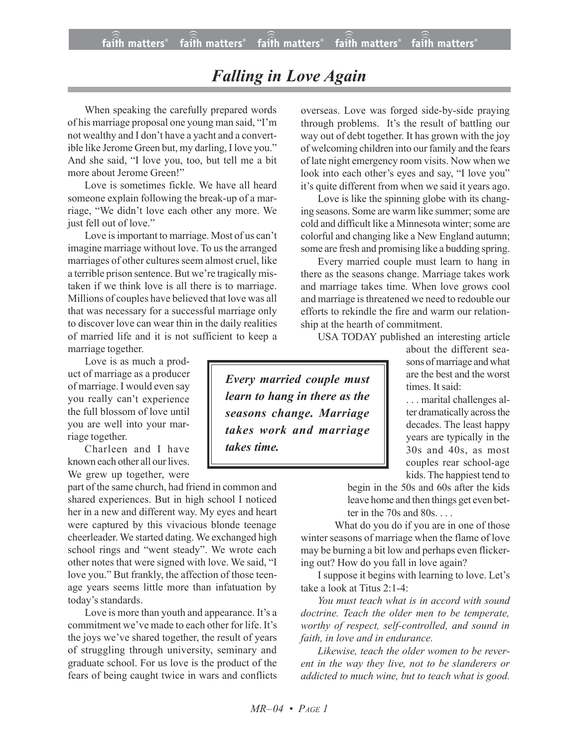# Falling in Love Again

When speaking the carefully prepared words of his marriage proposal one young man said, "I'm not wealthy and I don't have a yacht and a convertible like Jerome Green but, my darling, I love you." And she said, "I love you, too, but tell me a bit more about Jerome Green!"

Love is sometimes fickle. We have all heard someone explain following the break-up of a marriage, "We didn't love each other any more. We just fell out of love."

Love is important to marriage. Most of us can't imagine marriage without love. To us the arranged marriages of other cultures seem almost cruel, like a terrible prison sentence. But we're tragically mistaken if we think love is all there is to marriage. Millions of couples have believed that love was all that was necessary for a successful marriage only to discover love can wear thin in the daily realities of married life and it is not sufficient to keep a marriage together.

Love is as much a product of marriage as a producer of marriage. I would even say you really can't experience the full blossom of love until you are well into your marriage together.

Charleen and I have known each other all our lives. We grew up together, were part of the same church, had friend in common and shared experiences. But in high school I noticed her in a new and different way. My eyes and heart were captured by this vivacious blonde teenage cheerleader. We started dating. We exchanged high school rings and "went steady". We wrote each other notes that were signed with love. We said, "I love you." But frankly, the affection of those teenage years seems little more than infatuation by today's standards.

Love is more than youth and appearance. It's a commitment we've made to each other for life. It's the joys we've shared together, the result of years of struggling through university, seminary and graduate school. For us love is the product of the fears of being caught twice in wars and conflicts overseas. Love was forged side-by-side praying through problems. It's the result of battling our way out of debt together. It has grown with the joy of welcoming children into our family and the fears of late night emergency room visits. Now when we look into each other's eyes and say, "I love you" it's quite different from when we said it years ago.

Love is like the spinning globe with its changing seasons. Some are warm like summer; some are cold and difficult like a Minnesota winter; some are colorful and changing like a New England autumn; some are fresh and promising like a budding spring.

Every married couple must learn to hang in there as the seasons change. Marriage takes work and marriage takes time. When love grows cool and marriage is threatened we need to redouble our efforts to rekindle the fire and warm our relationship at the hearth of commitment.

> ***Every married couple must learn to hang in there as the seasons change. Marriage takes work and marriage takes time.***

USA TODAY published an interesting article about the different seasons of marriage and what are the best and the worst times. It said:

> . . . marital challenges alter dramatically across the decades. The least happy years are typically in the 30s and 40s, as most couples rear school-age kids. The happiest tend to begin in the 50s and 60s after the kids leave home and then things get even better in the 70s and 80s. . . .

What do you do if you are in one of those winter seasons of marriage when the flame of love may be burning a bit low and perhaps even flickering out? How do you fall in love again?

I suppose it begins with learning to love. Let's take a look at Titus 2:1-4:

*You must teach what is in accord with sound doctrine. Teach the older men to be temperate, worthy of respect, self-controlled, and sound in faith, in love and in endurance.*

*Likewise, teach the older women to be reverent in the way they live, not to be slanderers or addicted to much wine, but to teach what is good.*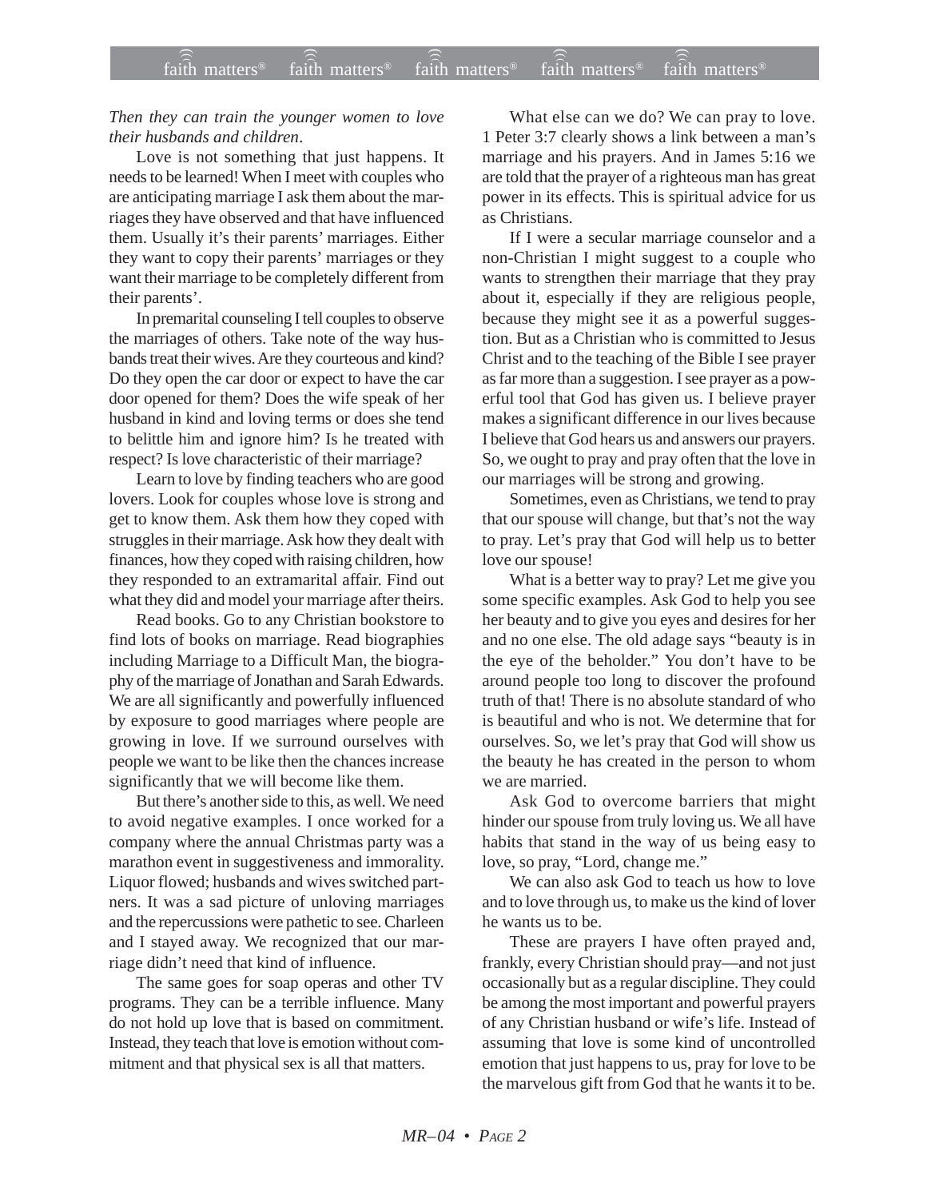*Then they can train the younger women to love their husbands and children*.

Love is not something that just happens. It needs to be learned! When I meet with couples who are anticipating marriage I ask them about the marriages they have observed and that have influenced them. Usually it's their parents' marriages. Either they want to copy their parents' marriages or they want their marriage to be completely different from their parents'.

In premarital counseling I tell couples to observe the marriages of others. Take note of the way husbands treat their wives. Are they courteous and kind? Do they open the car door or expect to have the car door opened for them? Does the wife speak of her husband in kind and loving terms or does she tend to belittle him and ignore him? Is he treated with respect? Is love characteristic of their marriage?

Learn to love by finding teachers who are good lovers. Look for couples whose love is strong and get to know them. Ask them how they coped with struggles in their marriage. Ask how they dealt with finances, how they coped with raising children, how they responded to an extramarital affair. Find out what they did and model your marriage after theirs.

Read books. Go to any Christian bookstore to find lots of books on marriage. Read biographies including Marriage to a Difficult Man, the biography of the marriage of Jonathan and Sarah Edwards. We are all significantly and powerfully influenced by exposure to good marriages where people are growing in love. If we surround ourselves with people we want to be like then the chances increase significantly that we will become like them.

But there's another side to this, as well. We need to avoid negative examples. I once worked for a company where the annual Christmas party was a marathon event in suggestiveness and immorality. Liquor flowed; husbands and wives switched partners. It was a sad picture of unloving marriages and the repercussions were pathetic to see. Charleen and I stayed away. We recognized that our marriage didn't need that kind of influence.

The same goes for soap operas and other TV programs. They can be a terrible influence. Many do not hold up love that is based on commitment. Instead, they teach that love is emotion without commitment and that physical sex is all that matters.

What else can we do? We can pray to love. 1 Peter 3:7 clearly shows a link between a man's marriage and his prayers. And in James 5:16 we are told that the prayer of a righteous man has great power in its effects. This is spiritual advice for us as Christians.

If I were a secular marriage counselor and a non-Christian I might suggest to a couple who wants to strengthen their marriage that they pray about it, especially if they are religious people, because they might see it as a powerful suggestion. But as a Christian who is committed to Jesus Christ and to the teaching of the Bible I see prayer as far more than a suggestion. I see prayer as a powerful tool that God has given us. I believe prayer makes a significant difference in our lives because I believe that God hears us and answers our prayers. So, we ought to pray and pray often that the love in our marriages will be strong and growing.

Sometimes, even as Christians, we tend to pray that our spouse will change, but that's not the way to pray. Let's pray that God will help us to better love our spouse!

What is a better way to pray? Let me give you some specific examples. Ask God to help you see her beauty and to give you eyes and desires for her and no one else. The old adage says "beauty is in the eye of the beholder." You don't have to be around people too long to discover the profound truth of that! There is no absolute standard of who is beautiful and who is not. We determine that for ourselves. So, we let's pray that God will show us the beauty he has created in the person to whom we are married.

Ask God to overcome barriers that might hinder our spouse from truly loving us. We all have habits that stand in the way of us being easy to love, so pray, "Lord, change me."

We can also ask God to teach us how to love and to love through us, to make us the kind of lover he wants us to be.

These are prayers I have often prayed and, frankly, every Christian should pray—and not just occasionally but as a regular discipline. They could be among the most important and powerful prayers of any Christian husband or wife's life. Instead of assuming that love is some kind of uncontrolled emotion that just happens to us, pray for love to be the marvelous gift from God that he wants it to be.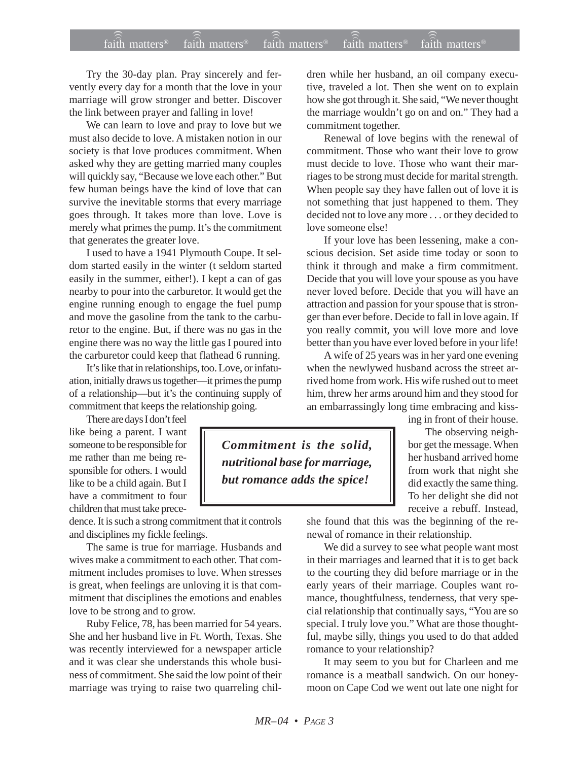Try the 30-day plan. Pray sincerely and fervently every day for a month that the love in your marriage will grow stronger and better. Discover the link between prayer and falling in love!

We can learn to love and pray to love but we must also decide to love. A mistaken notion in our society is that love produces commitment. When asked why they are getting married many couples will quickly say, "Because we love each other." But few human beings have the kind of love that can survive the inevitable storms that every marriage goes through. It takes more than love. Love is merely what primes the pump. It's the commitment that generates the greater love.

I used to have a 1941 Plymouth Coupe. It seldom started easily in the winter (t seldom started easily in the summer, either!). I kept a can of gas nearby to pour into the carburetor. It would get the engine running enough to engage the fuel pump and move the gasoline from the tank to the carburetor to the engine. But, if there was no gas in the engine there was no way the little gas I poured into the carburetor could keep that flathead 6 running.

It's like that in relationships, too. Love, or infatuation, initially draws us together—it primes the pump of a relationship—but it's the continuing supply of commitment that keeps the relationship going.

There are days I don't feel like being a parent. I want someone to be responsible for me rather than me being responsible for others. I would like to be a child again. But I have a commitment to four children that must take precedence. It is such a strong commitment that it controls and disciplines my fickle feelings.

> ***Commitment is the solid, nutritional base for marriage, but romance adds the spice!***

The same is true for marriage. Husbands and wives make a commitment to each other. That commitment includes promises to love. When stresses is great, when feelings are unloving it is that commitment that disciplines the emotions and enables love to be strong and to grow.

Ruby Felice, 78, has been married for 54 years. She and her husband live in Ft. Worth, Texas. She was recently interviewed for a newspaper article and it was clear she understands this whole business of commitment. She said the low point of their marriage was trying to raise two quarreling children while her husband, an oil company executive, traveled a lot. Then she went on to explain how she got through it. She said, "We never thought the marriage wouldn't go on and on." They had a commitment together.

Renewal of love begins with the renewal of commitment. Those who want their love to grow must decide to love. Those who want their marriages to be strong must decide for marital strength. When people say they have fallen out of love it is not something that just happened to them. They decided not to love any more . . . or they decided to love someone else!

If your love has been lessening, make a conscious decision. Set aside time today or soon to think it through and make a firm commitment. Decide that you will love your spouse as you have never loved before. Decide that you will have an attraction and passion for your spouse that is stronger than ever before. Decide to fall in love again. If you really commit, you will love more and love better than you have ever loved before in your life!

A wife of 25 years was in her yard one evening when the newlywed husband across the street arrived home from work. His wife rushed out to meet him, threw her arms around him and they stood for an embarrassingly long time embracing and kissing in front of their house.

The observing neighbor get the message. When her husband arrived home from work that night she did exactly the same thing. To her delight she did not receive a rebuff. Instead, she found that this was the beginning of the renewal of romance in their relationship.

We did a survey to see what people want most in their marriages and learned that it is to get back to the courting they did before marriage or in the early years of their marriage. Couples want romance, thoughtfulness, tenderness, that very special relationship that continually says, "You are so special. I truly love you." What are those thoughtful, maybe silly, things you used to do that added romance to your relationship?

It may seem to you but for Charleen and me romance is a meatball sandwich. On our honeymoon on Cape Cod we went out late one night for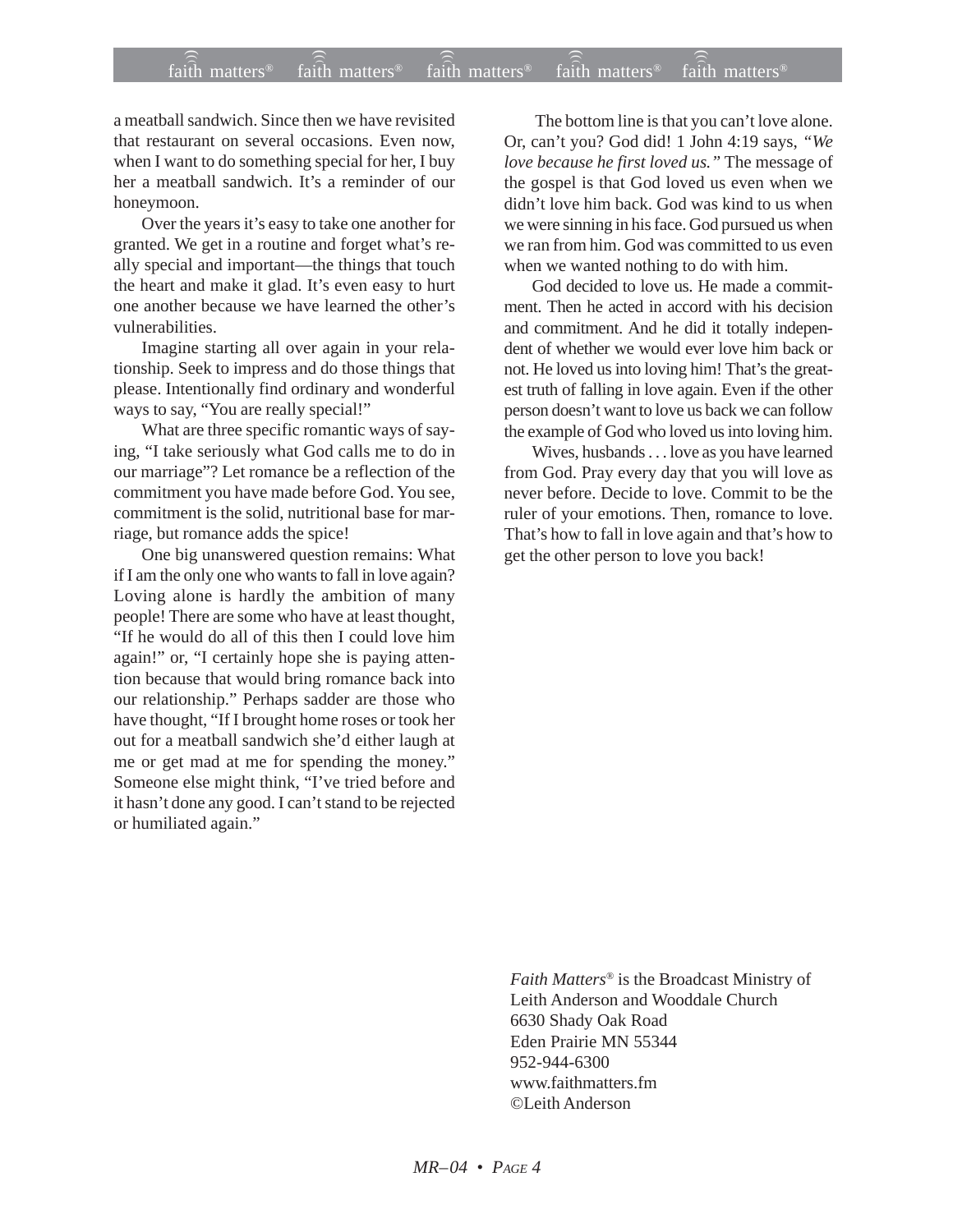a meatball sandwich. Since then we have revisited that restaurant on several occasions. Even now, when I want to do something special for her, I buy her a meatball sandwich. It's a reminder of our honeymoon.

Over the years it's easy to take one another for granted. We get in a routine and forget what's really special and important—the things that touch the heart and make it glad. It's even easy to hurt one another because we have learned the other's vulnerabilities.

Imagine starting all over again in your relationship. Seek to impress and do those things that please. Intentionally find ordinary and wonderful ways to say, "You are really special!"

What are three specific romantic ways of saying, "I take seriously what God calls me to do in our marriage"? Let romance be a reflection of the commitment you have made before God. You see, commitment is the solid, nutritional base for marriage, but romance adds the spice!

One big unanswered question remains: What if I am the only one who wants to fall in love again? Loving alone is hardly the ambition of many people! There are some who have at least thought, "If he would do all of this then I could love him again!" or, "I certainly hope she is paying attention because that would bring romance back into our relationship." Perhaps sadder are those who have thought, "If I brought home roses or took her out for a meatball sandwich she'd either laugh at me or get mad at me for spending the money." Someone else might think, "I've tried before and it hasn't done any good. I can't stand to be rejected or humiliated again."

The bottom line is that you can't love alone. Or, can't you? God did! 1 John 4:19 says, *"We love because he first loved us."* The message of the gospel is that God loved us even when we didn't love him back. God was kind to us when we were sinning in his face. God pursued us when we ran from him. God was committed to us even when we wanted nothing to do with him.

God decided to love us. He made a commitment. Then he acted in accord with his decision and commitment. And he did it totally independent of whether we would ever love him back or not. He loved us into loving him! That's the greatest truth of falling in love again. Even if the other person doesn't want to love us back we can follow the example of God who loved us into loving him.

Wives, husbands . . . love as you have learned from God. Pray every day that you will love as never before. Decide to love. Commit to be the ruler of your emotions. Then, romance to love. That's how to fall in love again and that's how to get the other person to love you back!

*Faith Matters*® is the Broadcast Ministry of
Leith Anderson and Wooddale Church
6630 Shady Oak Road
Eden Prairie MN 55344
952-944-6300
www.faithmatters.fm
©Leith Anderson